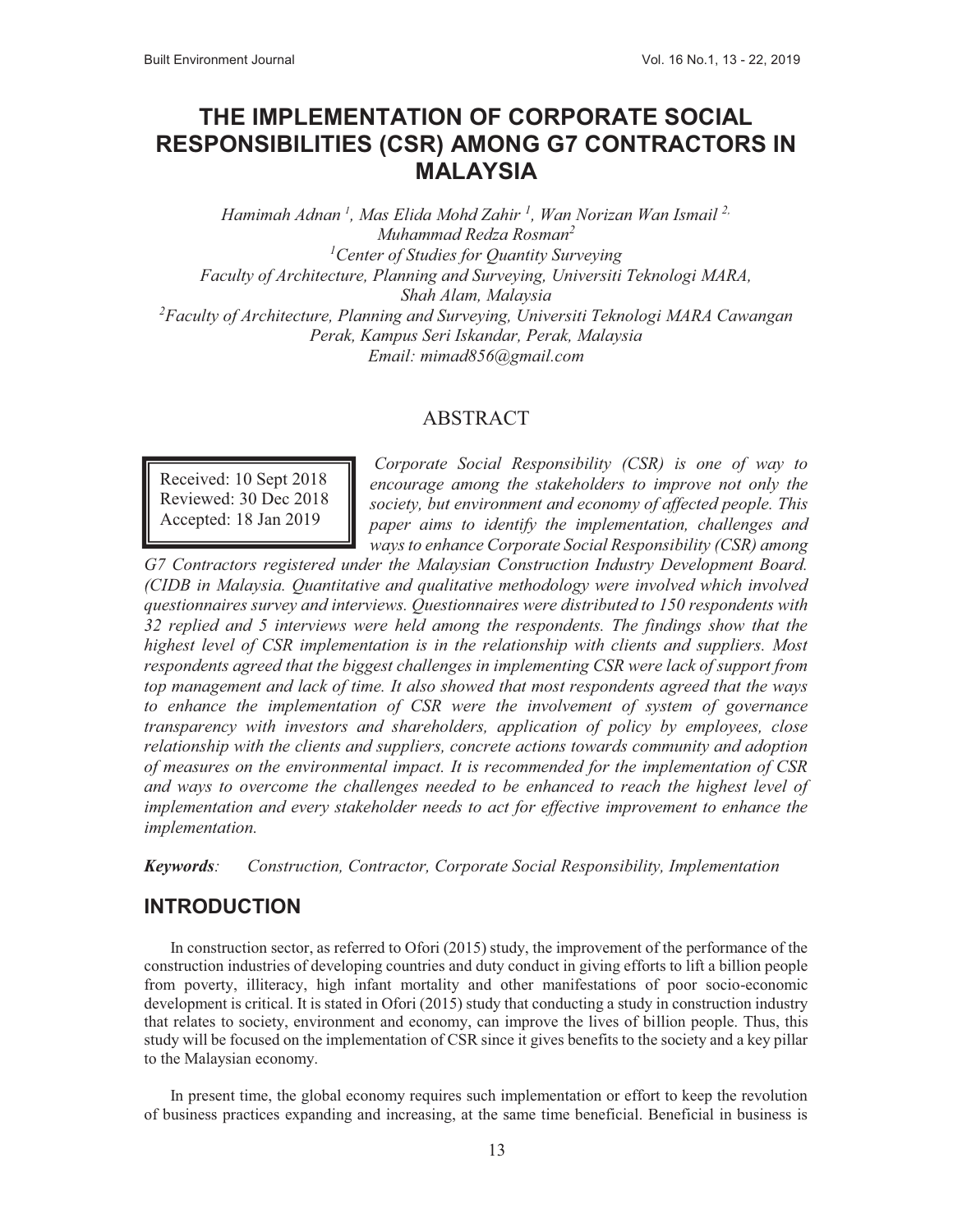# THE IMPLEMENTATION OF CORPORATE SOCIAL RESPONSIBILITIES (CSR) AMONG G7 CONTRACTORS IN MALAYSIA

*Hamimah Adnan [1], Mas Elida Mohd Zahir [1], Wan Norizan Wan Ismail [2], Muhammad Redza Rosman[2]*

*[1]Center of Studies for Quantity Surveying*
*Faculty of Architecture, Planning and Surveying, Universiti Teknologi MARA, Shah Alam, Malaysia*
*[2]Faculty of Architecture, Planning and Surveying, Universiti Teknologi MARA Cawangan Perak, Kampus Seri Iskandar, Perak, Malaysia*
*Email: mimad856@gmail.com*

## ABSTRACT

Received: 10 Sept 2018
Reviewed: 30 Dec 2018
Accepted: 18 Jan 2019

*Corporate Social Responsibility (CSR) is one of way to encourage among the stakeholders to improve not only the society, but environment and economy of affected people. This paper aims to identify the implementation, challenges and ways to enhance Corporate Social Responsibility (CSR) among G7 Contractors registered under the Malaysian Construction Industry Development Board. (CIDB in Malaysia. Quantitative and qualitative methodology were involved which involved questionnaires survey and interviews. Questionnaires were distributed to 150 respondents with 32 replied and 5 interviews were held among the respondents. The findings show that the highest level of CSR implementation is in the relationship with clients and suppliers. Most respondents agreed that the biggest challenges in implementing CSR were lack of support from top management and lack of time. It also showed that most respondents agreed that the ways to enhance the implementation of CSR were the involvement of system of governance transparency with investors and shareholders, application of policy by employees, close relationship with the clients and suppliers, concrete actions towards community and adoption of measures on the environmental impact. It is recommended for the implementation of CSR and ways to overcome the challenges needed to be enhanced to reach the highest level of implementation and every stakeholder needs to act for effective improvement to enhance the implementation.*

***Keywords**: Construction, Contractor, Corporate Social Responsibility, Implementation*

## INTRODUCTION

In construction sector, as referred to Ofori (2015) study, the improvement of the performance of the construction industries of developing countries and duty conduct in giving efforts to lift a billion people from poverty, illiteracy, high infant mortality and other manifestations of poor socio-economic development is critical. It is stated in Ofori (2015) study that conducting a study in construction industry that relates to society, environment and economy, can improve the lives of billion people. Thus, this study will be focused on the implementation of CSR since it gives benefits to the society and a key pillar to the Malaysian economy.

In present time, the global economy requires such implementation or effort to keep the revolution of business practices expanding and increasing, at the same time beneficial. Beneficial in business is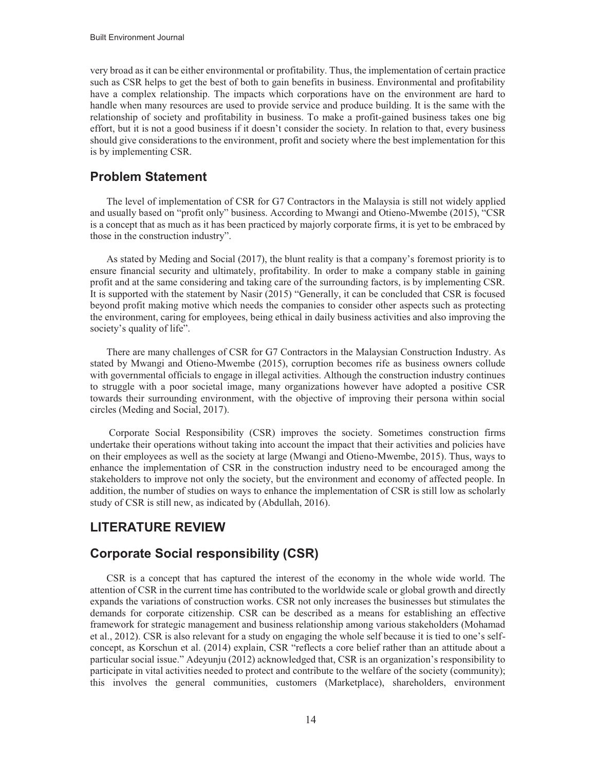very broad as it can be either environmental or profitability. Thus, the implementation of certain practice such as CSR helps to get the best of both to gain benefits in business. Environmental and profitability have a complex relationship. The impacts which corporations have on the environment are hard to handle when many resources are used to provide service and produce building. It is the same with the relationship of society and profitability in business. To make a profit-gained business takes one big effort, but it is not a good business if it doesn't consider the society. In relation to that, every business should give considerations to the environment, profit and society where the best implementation for this is by implementing CSR.

## Problem Statement

The level of implementation of CSR for G7 Contractors in the Malaysia is still not widely applied and usually based on "profit only" business. According to Mwangi and Otieno-Mwembe (2015), "CSR is a concept that as much as it has been practiced by majorly corporate firms, it is yet to be embraced by those in the construction industry".

As stated by Meding and Social (2017), the blunt reality is that a company's foremost priority is to ensure financial security and ultimately, profitability. In order to make a company stable in gaining profit and at the same considering and taking care of the surrounding factors, is by implementing CSR. It is supported with the statement by Nasir (2015) "Generally, it can be concluded that CSR is focused beyond profit making motive which needs the companies to consider other aspects such as protecting the environment, caring for employees, being ethical in daily business activities and also improving the society's quality of life".

There are many challenges of CSR for G7 Contractors in the Malaysian Construction Industry. As stated by Mwangi and Otieno-Mwembe (2015), corruption becomes rife as business owners collude with governmental officials to engage in illegal activities. Although the construction industry continues to struggle with a poor societal image, many organizations however have adopted a positive CSR towards their surrounding environment, with the objective of improving their persona within social circles (Meding and Social, 2017).

Corporate Social Responsibility (CSR) improves the society. Sometimes construction firms undertake their operations without taking into account the impact that their activities and policies have on their employees as well as the society at large (Mwangi and Otieno-Mwembe, 2015). Thus, ways to enhance the implementation of CSR in the construction industry need to be encouraged among the stakeholders to improve not only the society, but the environment and economy of affected people. In addition, the number of studies on ways to enhance the implementation of CSR is still low as scholarly study of CSR is still new, as indicated by (Abdullah, 2016).

# LITERATURE REVIEW

## Corporate Social responsibility (CSR)

CSR is a concept that has captured the interest of the economy in the whole wide world. The attention of CSR in the current time has contributed to the worldwide scale or global growth and directly expands the variations of construction works. CSR not only increases the businesses but stimulates the demands for corporate citizenship. CSR can be described as a means for establishing an effective framework for strategic management and business relationship among various stakeholders (Mohamad et al., 2012). CSR is also relevant for a study on engaging the whole self because it is tied to one's self-concept, as Korschun et al. (2014) explain, CSR "reflects a core belief rather than an attitude about a particular social issue." Adeyunju (2012) acknowledged that, CSR is an organization's responsibility to participate in vital activities needed to protect and contribute to the welfare of the society (community); this involves the general communities, customers (Marketplace), shareholders, environment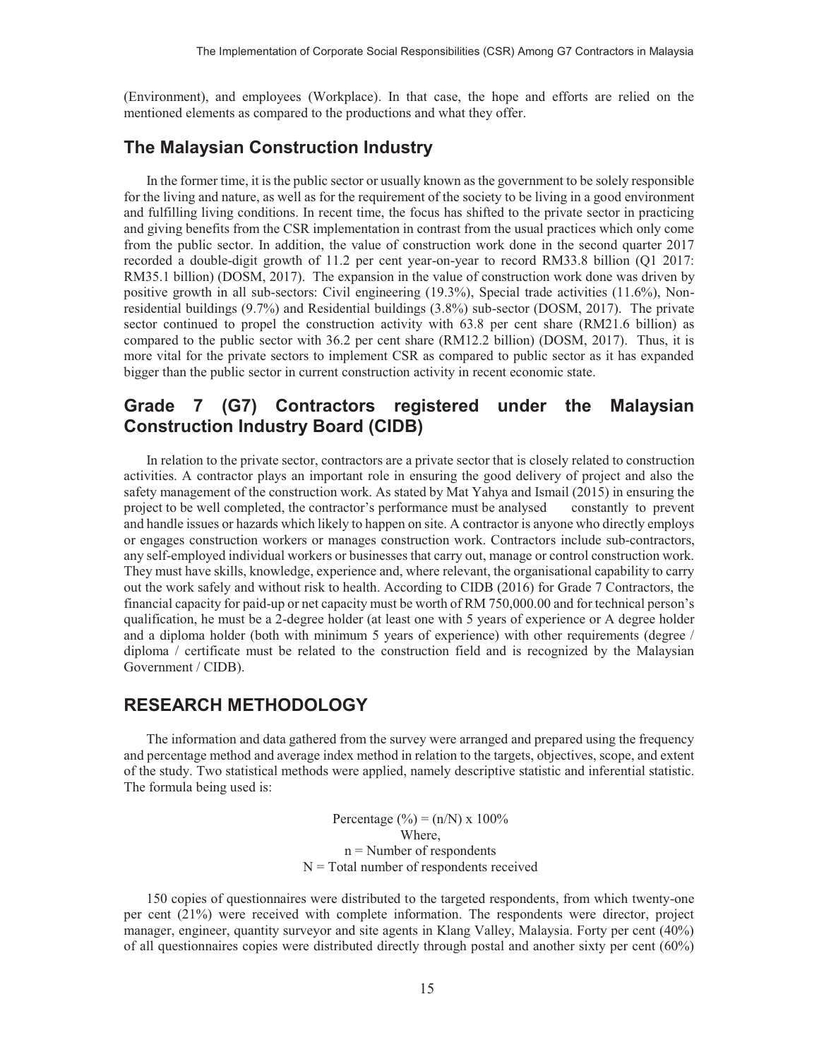(Environment), and employees (Workplace). In that case, the hope and efforts are relied on the mentioned elements as compared to the productions and what they offer.

## The Malaysian Construction Industry

In the former time, it is the public sector or usually known as the government to be solely responsible for the living and nature, as well as for the requirement of the society to be living in a good environment and fulfilling living conditions. In recent time, the focus has shifted to the private sector in practicing and giving benefits from the CSR implementation in contrast from the usual practices which only come from the public sector. In addition, the value of construction work done in the second quarter 2017 recorded a double-digit growth of 11.2 per cent year-on-year to record RM33.8 billion (Q1 2017: RM35.1 billion) (DOSM, 2017). The expansion in the value of construction work done was driven by positive growth in all sub-sectors: Civil engineering (19.3%), Special trade activities (11.6%), Non-residential buildings (9.7%) and Residential buildings (3.8%) sub-sector (DOSM, 2017). The private sector continued to propel the construction activity with 63.8 per cent share (RM21.6 billion) as compared to the public sector with 36.2 per cent share (RM12.2 billion) (DOSM, 2017). Thus, it is more vital for the private sectors to implement CSR as compared to public sector as it has expanded bigger than the public sector in current construction activity in recent economic state.

## Grade 7 (G7) Contractors registered under the Malaysian Construction Industry Board (CIDB)

In relation to the private sector, contractors are a private sector that is closely related to construction activities. A contractor plays an important role in ensuring the good delivery of project and also the safety management of the construction work. As stated by Mat Yahya and Ismail (2015) in ensuring the project to be well completed, the contractor's performance must be analysed constantly to prevent and handle issues or hazards which likely to happen on site. A contractor is anyone who directly employs or engages construction workers or manages construction work. Contractors include sub-contractors, any self-employed individual workers or businesses that carry out, manage or control construction work. They must have skills, knowledge, experience and, where relevant, the organisational capability to carry out the work safely and without risk to health. According to CIDB (2016) for Grade 7 Contractors, the financial capacity for paid-up or net capacity must be worth of RM 750,000.00 and for technical person's qualification, he must be a 2-degree holder (at least one with 5 years of experience or A degree holder and a diploma holder (both with minimum 5 years of experience) with other requirements (degree / diploma / certificate must be related to the construction field and is recognized by the Malaysian Government / CIDB).

## RESEARCH METHODOLOGY

The information and data gathered from the survey were arranged and prepared using the frequency and percentage method and average index method in relation to the targets, objectives, scope, and extent of the study. Two statistical methods were applied, namely descriptive statistic and inferential statistic. The formula being used is:

$$\text{Percentage } (\%) = (n/N) \times 100\%$$

Where,
n = Number of respondents
N = Total number of respondents received

150 copies of questionnaires were distributed to the targeted respondents, from which twenty-one per cent (21%) were received with complete information. The respondents were director, project manager, engineer, quantity surveyor and site agents in Klang Valley, Malaysia. Forty per cent (40%) of all questionnaires copies were distributed directly through postal and another sixty per cent (60%)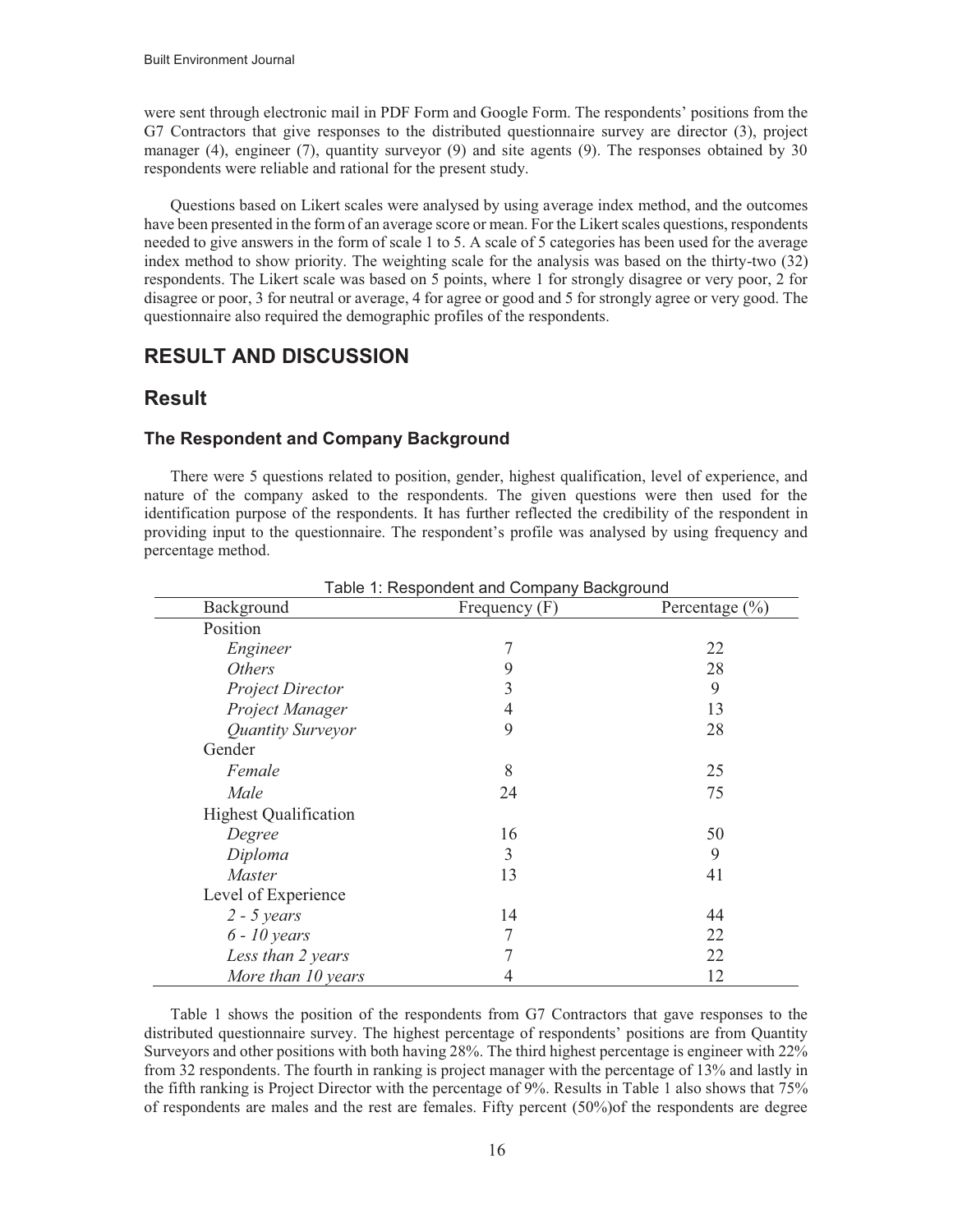were sent through electronic mail in PDF Form and Google Form. The respondents' positions from the G7 Contractors that give responses to the distributed questionnaire survey are director (3), project manager (4), engineer (7), quantity surveyor (9) and site agents (9). The responses obtained by 30 respondents were reliable and rational for the present study.

Questions based on Likert scales were analysed by using average index method, and the outcomes have been presented in the form of an average score or mean. For the Likert scales questions, respondents needed to give answers in the form of scale 1 to 5. A scale of 5 categories has been used for the average index method to show priority. The weighting scale for the analysis was based on the thirty-two (32) respondents. The Likert scale was based on 5 points, where 1 for strongly disagree or very poor, 2 for disagree or poor, 3 for neutral or average, 4 for agree or good and 5 for strongly agree or very good. The questionnaire also required the demographic profiles of the respondents.

# RESULT AND DISCUSSION

## Result

### The Respondent and Company Background

There were 5 questions related to position, gender, highest qualification, level of experience, and nature of the company asked to the respondents. The given questions were then used for the identification purpose of the respondents. It has further reflected the credibility of the respondent in providing input to the questionnaire. The respondent's profile was analysed by using frequency and percentage method.

Table 1: Respondent and Company Background

| Background | Frequency (F) | Percentage (%) |
|---|---|---|
| Position | | |
| *Engineer* | 7 | 22 |
| *Others* | 9 | 28 |
| *Project Director* | 3 | 9 |
| *Project Manager* | 4 | 13 |
| *Quantity Surveyor* | 9 | 28 |
| Gender | | |
| *Female* | 8 | 25 |
| *Male* | 24 | 75 |
| Highest Qualification | | |
| *Degree* | 16 | 50 |
| *Diploma* | 3 | 9 |
| *Master* | 13 | 41 |
| Level of Experience | | |
| *2 - 5 years* | 14 | 44 |
| *6 - 10 years* | 7 | 22 |
| *Less than 2 years* | 7 | 22 |
| *More than 10 years* | 4 | 12 |

Table 1 shows the position of the respondents from G7 Contractors that gave responses to the distributed questionnaire survey. The highest percentage of respondents' positions are from Quantity Surveyors and other positions with both having 28%. The third highest percentage is engineer with 22% from 32 respondents. The fourth in ranking is project manager with the percentage of 13% and lastly in the fifth ranking is Project Director with the percentage of 9%. Results in Table 1 also shows that 75% of respondents are males and the rest are females. Fifty percent (50%)of the respondents are degree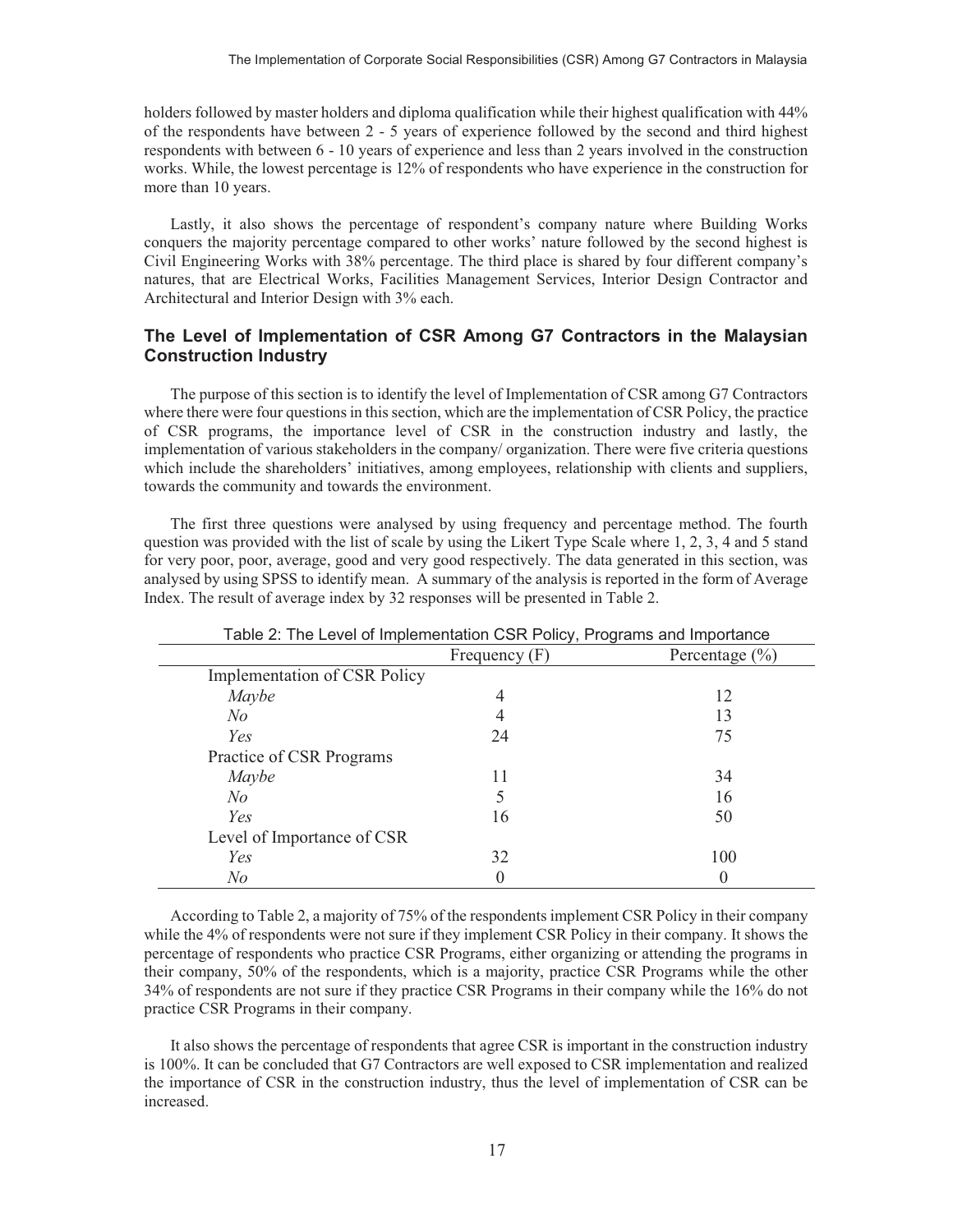holders followed by master holders and diploma qualification while their highest qualification with 44% of the respondents have between 2 - 5 years of experience followed by the second and third highest respondents with between 6 - 10 years of experience and less than 2 years involved in the construction works. While, the lowest percentage is 12% of respondents who have experience in the construction for more than 10 years.

Lastly, it also shows the percentage of respondent's company nature where Building Works conquers the majority percentage compared to other works' nature followed by the second highest is Civil Engineering Works with 38% percentage. The third place is shared by four different company's natures, that are Electrical Works, Facilities Management Services, Interior Design Contractor and Architectural and Interior Design with 3% each.

## The Level of Implementation of CSR Among G7 Contractors in the Malaysian Construction Industry

The purpose of this section is to identify the level of Implementation of CSR among G7 Contractors where there were four questions in this section, which are the implementation of CSR Policy, the practice of CSR programs, the importance level of CSR in the construction industry and lastly, the implementation of various stakeholders in the company/ organization. There were five criteria questions which include the shareholders' initiatives, among employees, relationship with clients and suppliers, towards the community and towards the environment.

The first three questions were analysed by using frequency and percentage method. The fourth question was provided with the list of scale by using the Likert Type Scale where 1, 2, 3, 4 and 5 stand for very poor, poor, average, good and very good respectively. The data generated in this section, was analysed by using SPSS to identify mean. A summary of the analysis is reported in the form of Average Index. The result of average index by 32 responses will be presented in Table 2.

Table 2: The Level of Implementation CSR Policy, Programs and Importance

| | Frequency (F) | Percentage (%) |
|---|---|---|
| Implementation of CSR Policy | | |
| *Maybe* | 4 | 12 |
| *No* | 4 | 13 |
| *Yes* | 24 | 75 |
| Practice of CSR Programs | | |
| *Maybe* | 11 | 34 |
| *No* | 5 | 16 |
| *Yes* | 16 | 50 |
| Level of Importance of CSR | | |
| *Yes* | 32 | 100 |
| *No* | 0 | 0 |

According to Table 2, a majority of 75% of the respondents implement CSR Policy in their company while the 4% of respondents were not sure if they implement CSR Policy in their company. It shows the percentage of respondents who practice CSR Programs, either organizing or attending the programs in their company, 50% of the respondents, which is a majority, practice CSR Programs while the other 34% of respondents are not sure if they practice CSR Programs in their company while the 16% do not practice CSR Programs in their company.

It also shows the percentage of respondents that agree CSR is important in the construction industry is 100%. It can be concluded that G7 Contractors are well exposed to CSR implementation and realized the importance of CSR in the construction industry, thus the level of implementation of CSR can be increased.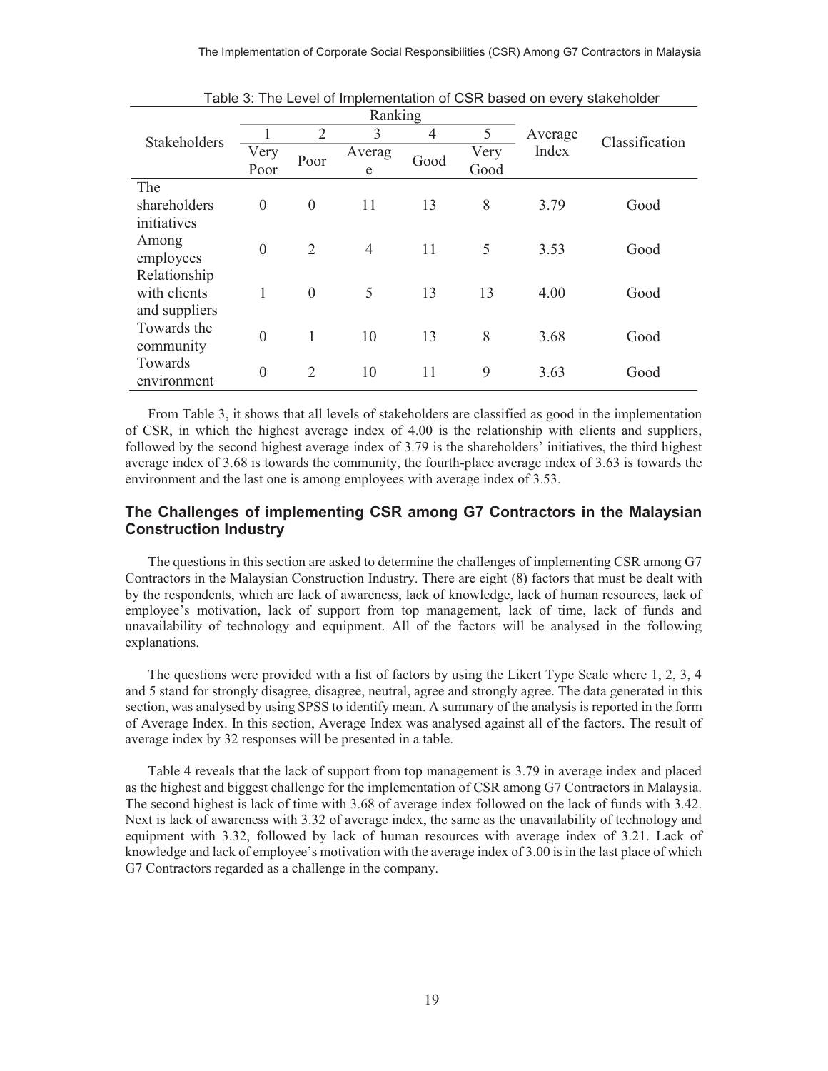Table 3: The Level of Implementation of CSR based on every stakeholder

| Stakeholders | Ranking | | | | | Average Index | Classification |
|---|---|---|---|---|---|---|---|
| | 1 | 2 | 3 | 4 | 5 | | |
| | Very Poor | Poor | Average | Good | Very Good | | |
| The shareholders initiatives | 0 | 0 | 11 | 13 | 8 | 3.79 | Good |
| Among employees | 0 | 2 | 4 | 11 | 5 | 3.53 | Good |
| Relationship with clients and suppliers | 1 | 0 | 5 | 13 | 13 | 4.00 | Good |
| Towards the community | 0 | 1 | 10 | 13 | 8 | 3.68 | Good |
| Towards environment | 0 | 2 | 10 | 11 | 9 | 3.63 | Good |

From Table 3, it shows that all levels of stakeholders are classified as good in the implementation of CSR, in which the highest average index of 4.00 is the relationship with clients and suppliers, followed by the second highest average index of 3.79 is the shareholders' initiatives, the third highest average index of 3.68 is towards the community, the fourth-place average index of 3.63 is towards the environment and the last one is among employees with average index of 3.53.

## The Challenges of implementing CSR among G7 Contractors in the Malaysian Construction Industry

The questions in this section are asked to determine the challenges of implementing CSR among G7 Contractors in the Malaysian Construction Industry. There are eight (8) factors that must be dealt with by the respondents, which are lack of awareness, lack of knowledge, lack of human resources, lack of employee's motivation, lack of support from top management, lack of time, lack of funds and unavailability of technology and equipment. All of the factors will be analysed in the following explanations.

The questions were provided with a list of factors by using the Likert Type Scale where 1, 2, 3, 4 and 5 stand for strongly disagree, disagree, neutral, agree and strongly agree. The data generated in this section, was analysed by using SPSS to identify mean. A summary of the analysis is reported in the form of Average Index. In this section, Average Index was analysed against all of the factors. The result of average index by 32 responses will be presented in a table.

Table 4 reveals that the lack of support from top management is 3.79 in average index and placed as the highest and biggest challenge for the implementation of CSR among G7 Contractors in Malaysia. The second highest is lack of time with 3.68 of average index followed on the lack of funds with 3.42. Next is lack of awareness with 3.32 of average index, the same as the unavailability of technology and equipment with 3.32, followed by lack of human resources with average index of 3.21. Lack of knowledge and lack of employee's motivation with the average index of 3.00 is in the last place of which G7 Contractors regarded as a challenge in the company.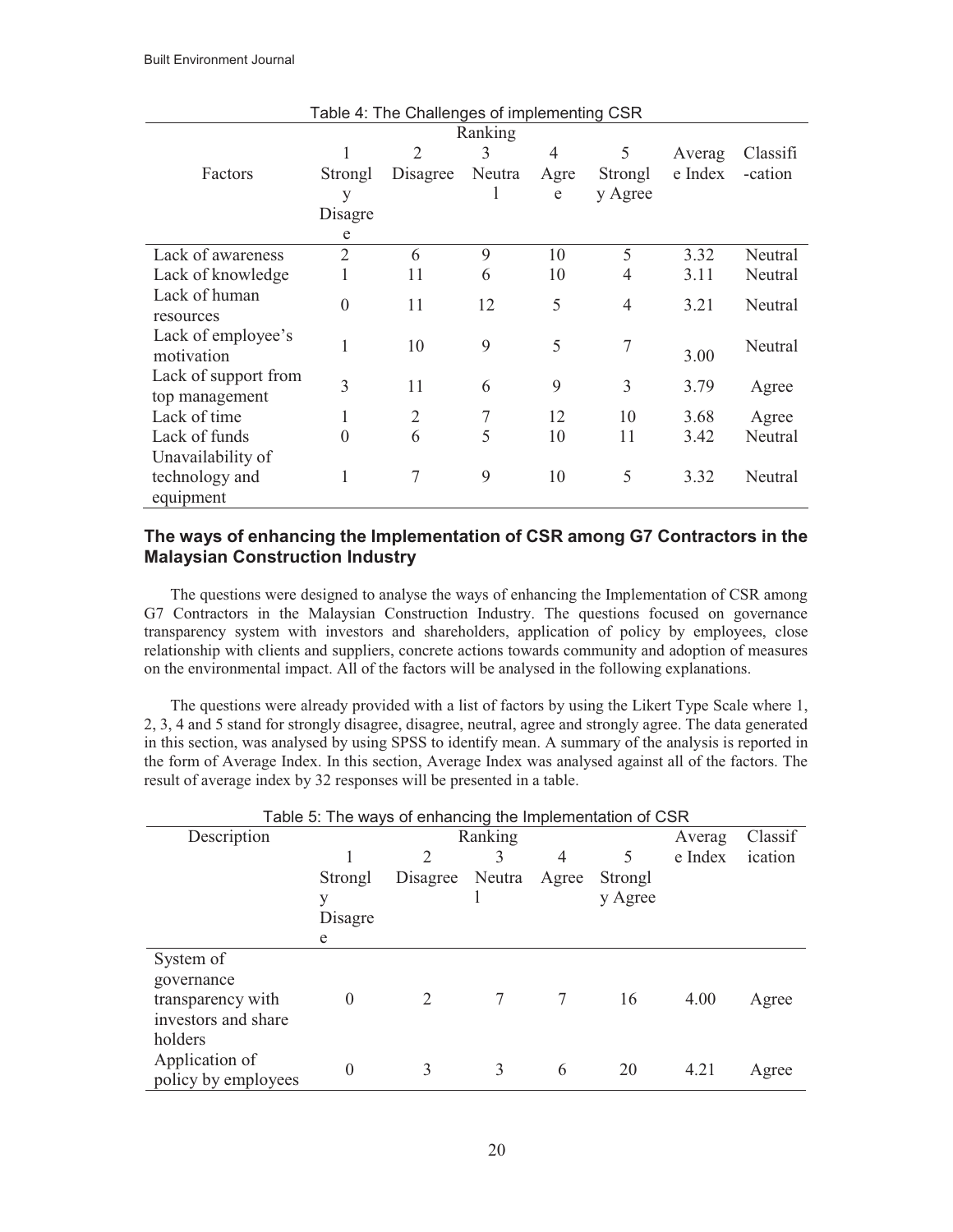Table 4: The Challenges of implementing CSR

| Factors | Ranking | | | | | Average Index | Classification |
|---|---|---|---|---|---|---|---|
| | 1 Strongly Disagree | 2 Disagree | 3 Neutral | 4 Agree | 5 Strongly Agree | | |
| Lack of awareness | 2 | 6 | 9 | 10 | 5 | 3.32 | Neutral |
| Lack of knowledge | 1 | 11 | 6 | 10 | 4 | 3.11 | Neutral |
| Lack of human resources | 0 | 11 | 12 | 5 | 4 | 3.21 | Neutral |
| Lack of employee's motivation | 1 | 10 | 9 | 5 | 7 | 3.00 | Neutral |
| Lack of support from top management | 3 | 11 | 6 | 9 | 3 | 3.79 | Agree |
| Lack of time | 1 | 2 | 7 | 12 | 10 | 3.68 | Agree |
| Lack of funds | 0 | 6 | 5 | 10 | 11 | 3.42 | Neutral |
| Unavailability of technology and equipment | 1 | 7 | 9 | 10 | 5 | 3.32 | Neutral |

## The ways of enhancing the Implementation of CSR among G7 Contractors in the Malaysian Construction Industry

The questions were designed to analyse the ways of enhancing the Implementation of CSR among G7 Contractors in the Malaysian Construction Industry. The questions focused on governance transparency system with investors and shareholders, application of policy by employees, close relationship with clients and suppliers, concrete actions towards community and adoption of measures on the environmental impact. All of the factors will be analysed in the following explanations.

The questions were already provided with a list of factors by using the Likert Type Scale where 1, 2, 3, 4 and 5 stand for strongly disagree, disagree, neutral, agree and strongly agree. The data generated in this section, was analysed by using SPSS to identify mean. A summary of the analysis is reported in the form of Average Index. In this section, Average Index was analysed against all of the factors. The result of average index by 32 responses will be presented in a table.

Table 5: The ways of enhancing the Implementation of CSR

| Description | Ranking | | | | | Average Index | Classification |
|---|---|---|---|---|---|---|---|
| | 1 Strongly Disagree | 2 Disagree | 3 Neutral | 4 Agree | 5 Strongly Agree | | |
| System of governance transparency with investors and share holders | 0 | 2 | 7 | 7 | 16 | 4.00 | Agree |
| Application of policy by employees | 0 | 3 | 3 | 6 | 20 | 4.21 | Agree |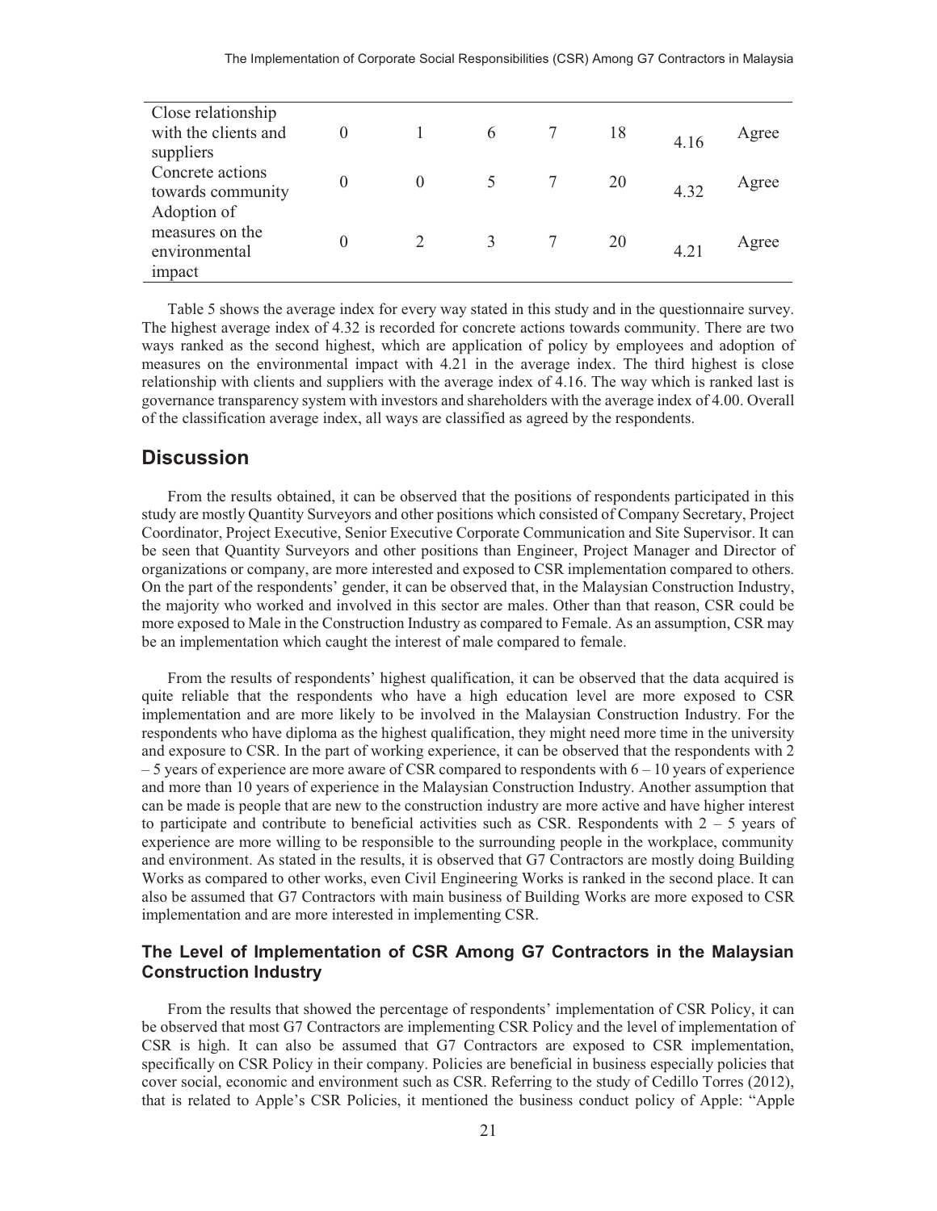| | | | | | | | |
|---|---|---|---|---|---|---|---|
| Close relationship with the clients and suppliers | 0 | 1 | 6 | 7 | 18 | 4.16 | Agree |
| Concrete actions towards community | 0 | 0 | 5 | 7 | 20 | 4.32 | Agree |
| Adoption of measures on the environmental impact | 0 | 2 | 3 | 7 | 20 | 4.21 | Agree |

Table 5 shows the average index for every way stated in this study and in the questionnaire survey. The highest average index of 4.32 is recorded for concrete actions towards community. There are two ways ranked as the second highest, which are application of policy by employees and adoption of measures on the environmental impact with 4.21 in the average index. The third highest is close relationship with clients and suppliers with the average index of 4.16. The way which is ranked last is governance transparency system with investors and shareholders with the average index of 4.00. Overall of the classification average index, all ways are classified as agreed by the respondents.

## Discussion

From the results obtained, it can be observed that the positions of respondents participated in this study are mostly Quantity Surveyors and other positions which consisted of Company Secretary, Project Coordinator, Project Executive, Senior Executive Corporate Communication and Site Supervisor. It can be seen that Quantity Surveyors and other positions than Engineer, Project Manager and Director of organizations or company, are more interested and exposed to CSR implementation compared to others. On the part of the respondents' gender, it can be observed that, in the Malaysian Construction Industry, the majority who worked and involved in this sector are males. Other than that reason, CSR could be more exposed to Male in the Construction Industry as compared to Female. As an assumption, CSR may be an implementation which caught the interest of male compared to female.

From the results of respondents' highest qualification, it can be observed that the data acquired is quite reliable that the respondents who have a high education level are more exposed to CSR implementation and are more likely to be involved in the Malaysian Construction Industry. For the respondents who have diploma as the highest qualification, they might need more time in the university and exposure to CSR. In the part of working experience, it can be observed that the respondents with 2 – 5 years of experience are more aware of CSR compared to respondents with 6 – 10 years of experience and more than 10 years of experience in the Malaysian Construction Industry. Another assumption that can be made is people that are new to the construction industry are more active and have higher interest to participate and contribute to beneficial activities such as CSR. Respondents with 2 – 5 years of experience are more willing to be responsible to the surrounding people in the workplace, community and environment. As stated in the results, it is observed that G7 Contractors are mostly doing Building Works as compared to other works, even Civil Engineering Works is ranked in the second place. It can also be assumed that G7 Contractors with main business of Building Works are more exposed to CSR implementation and are more interested in implementing CSR.

### The Level of Implementation of CSR Among G7 Contractors in the Malaysian Construction Industry

From the results that showed the percentage of respondents' implementation of CSR Policy, it can be observed that most G7 Contractors are implementing CSR Policy and the level of implementation of CSR is high. It can also be assumed that G7 Contractors are exposed to CSR implementation, specifically on CSR Policy in their company. Policies are beneficial in business especially policies that cover social, economic and environment such as CSR. Referring to the study of Cedillo Torres (2012), that is related to Apple's CSR Policies, it mentioned the business conduct policy of Apple: "Apple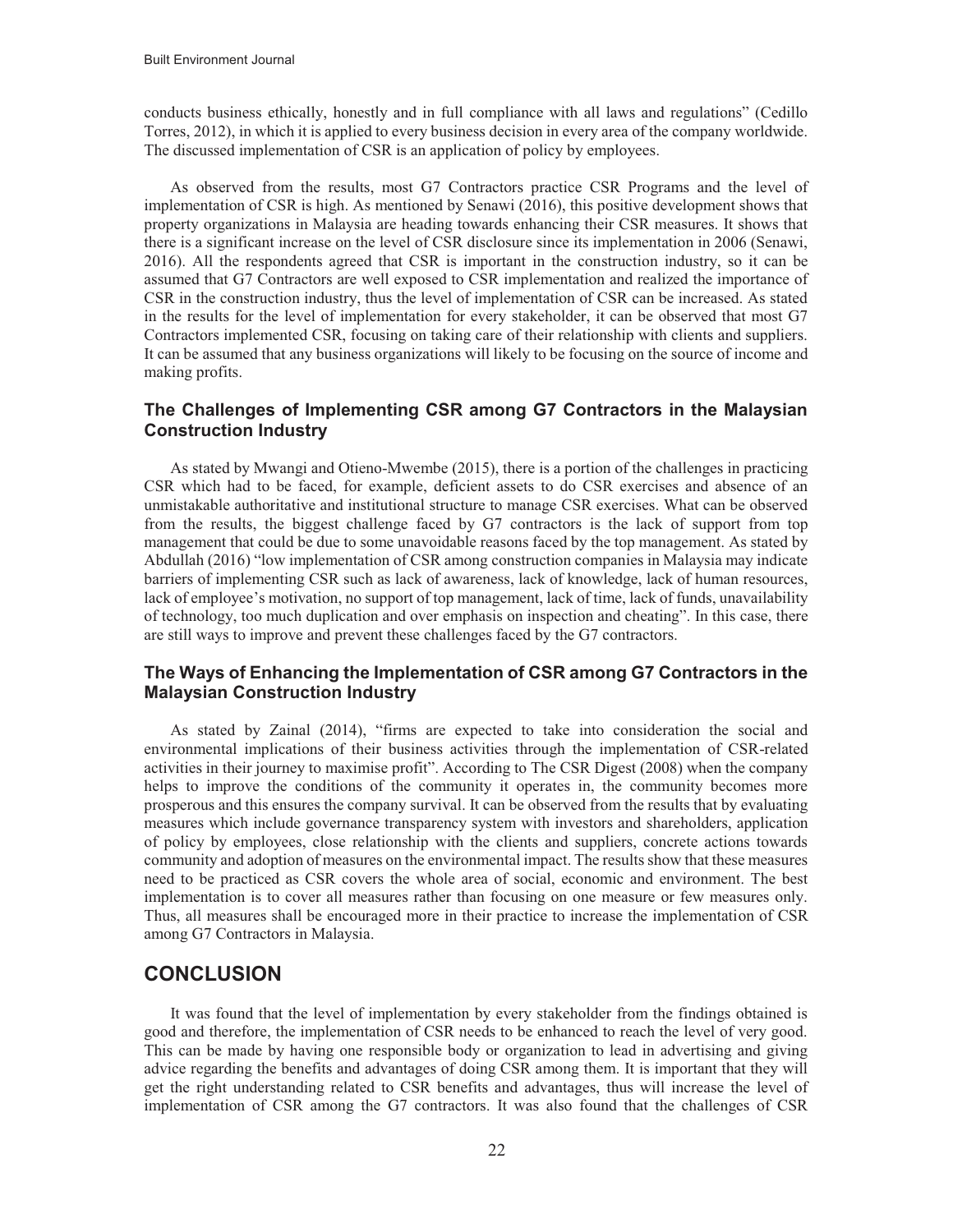conducts business ethically, honestly and in full compliance with all laws and regulations" (Cedillo Torres, 2012), in which it is applied to every business decision in every area of the company worldwide. The discussed implementation of CSR is an application of policy by employees.

As observed from the results, most G7 Contractors practice CSR Programs and the level of implementation of CSR is high. As mentioned by Senawi (2016), this positive development shows that property organizations in Malaysia are heading towards enhancing their CSR measures. It shows that there is a significant increase on the level of CSR disclosure since its implementation in 2006 (Senawi, 2016). All the respondents agreed that CSR is important in the construction industry, so it can be assumed that G7 Contractors are well exposed to CSR implementation and realized the importance of CSR in the construction industry, thus the level of implementation of CSR can be increased. As stated in the results for the level of implementation for every stakeholder, it can be observed that most G7 Contractors implemented CSR, focusing on taking care of their relationship with clients and suppliers. It can be assumed that any business organizations will likely to be focusing on the source of income and making profits.

### The Challenges of Implementing CSR among G7 Contractors in the Malaysian Construction Industry

As stated by Mwangi and Otieno-Mwembe (2015), there is a portion of the challenges in practicing CSR which had to be faced, for example, deficient assets to do CSR exercises and absence of an unmistakable authoritative and institutional structure to manage CSR exercises. What can be observed from the results, the biggest challenge faced by G7 contractors is the lack of support from top management that could be due to some unavoidable reasons faced by the top management. As stated by Abdullah (2016) "low implementation of CSR among construction companies in Malaysia may indicate barriers of implementing CSR such as lack of awareness, lack of knowledge, lack of human resources, lack of employee's motivation, no support of top management, lack of time, lack of funds, unavailability of technology, too much duplication and over emphasis on inspection and cheating". In this case, there are still ways to improve and prevent these challenges faced by the G7 contractors.

### The Ways of Enhancing the Implementation of CSR among G7 Contractors in the Malaysian Construction Industry

As stated by Zainal (2014), "firms are expected to take into consideration the social and environmental implications of their business activities through the implementation of CSR-related activities in their journey to maximise profit". According to The CSR Digest (2008) when the company helps to improve the conditions of the community it operates in, the community becomes more prosperous and this ensures the company survival. It can be observed from the results that by evaluating measures which include governance transparency system with investors and shareholders, application of policy by employees, close relationship with the clients and suppliers, concrete actions towards community and adoption of measures on the environmental impact. The results show that these measures need to be practiced as CSR covers the whole area of social, economic and environment. The best implementation is to cover all measures rather than focusing on one measure or few measures only. Thus, all measures shall be encouraged more in their practice to increase the implementation of CSR among G7 Contractors in Malaysia.

## CONCLUSION

It was found that the level of implementation by every stakeholder from the findings obtained is good and therefore, the implementation of CSR needs to be enhanced to reach the level of very good. This can be made by having one responsible body or organization to lead in advertising and giving advice regarding the benefits and advantages of doing CSR among them. It is important that they will get the right understanding related to CSR benefits and advantages, thus will increase the level of implementation of CSR among the G7 contractors. It was also found that the challenges of CSR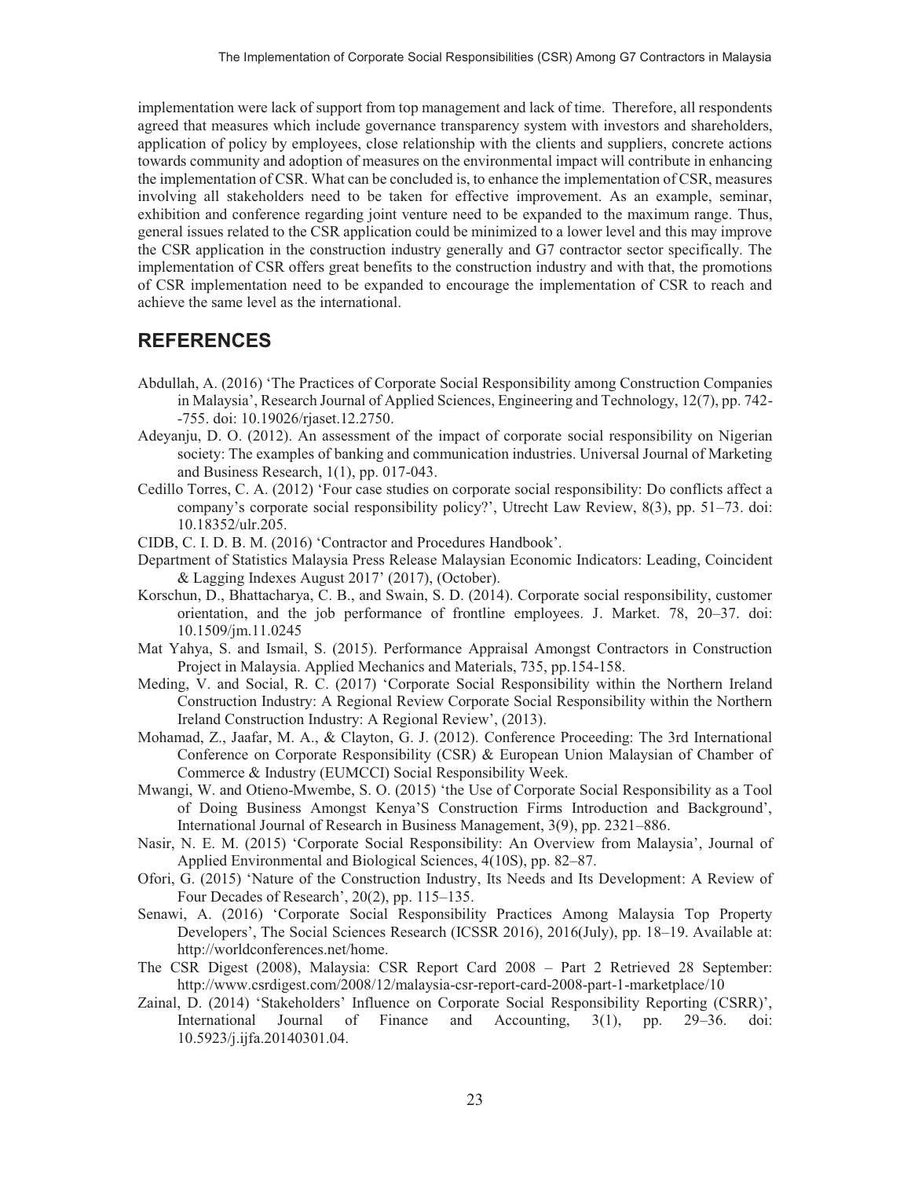implementation were lack of support from top management and lack of time. Therefore, all respondents agreed that measures which include governance transparency system with investors and shareholders, application of policy by employees, close relationship with the clients and suppliers, concrete actions towards community and adoption of measures on the environmental impact will contribute in enhancing the implementation of CSR. What can be concluded is, to enhance the implementation of CSR, measures involving all stakeholders need to be taken for effective improvement. As an example, seminar, exhibition and conference regarding joint venture need to be expanded to the maximum range. Thus, general issues related to the CSR application could be minimized to a lower level and this may improve the CSR application in the construction industry generally and G7 contractor sector specifically. The implementation of CSR offers great benefits to the construction industry and with that, the promotions of CSR implementation need to be expanded to encourage the implementation of CSR to reach and achieve the same level as the international.

## REFERENCES

Abdullah, A. (2016) 'The Practices of Corporate Social Responsibility among Construction Companies in Malaysia', Research Journal of Applied Sciences, Engineering and Technology, 12(7), pp. 742--755. doi: 10.19026/rjaset.12.2750.

Adeyanju, D. O. (2012). An assessment of the impact of corporate social responsibility on Nigerian society: The examples of banking and communication industries. Universal Journal of Marketing and Business Research, 1(1), pp. 017-043.

Cedillo Torres, C. A. (2012) 'Four case studies on corporate social responsibility: Do conflicts affect a company's corporate social responsibility policy?', Utrecht Law Review, 8(3), pp. 51–73. doi: 10.18352/ulr.205.

CIDB, C. I. D. B. M. (2016) 'Contractor and Procedures Handbook'.

Department of Statistics Malaysia Press Release Malaysian Economic Indicators: Leading, Coincident & Lagging Indexes August 2017' (2017), (October).

Korschun, D., Bhattacharya, C. B., and Swain, S. D. (2014). Corporate social responsibility, customer orientation, and the job performance of frontline employees. J. Market. 78, 20–37. doi: 10.1509/jm.11.0245

Mat Yahya, S. and Ismail, S. (2015). Performance Appraisal Amongst Contractors in Construction Project in Malaysia. Applied Mechanics and Materials, 735, pp.154-158.

Meding, V. and Social, R. C. (2017) 'Corporate Social Responsibility within the Northern Ireland Construction Industry: A Regional Review Corporate Social Responsibility within the Northern Ireland Construction Industry: A Regional Review', (2013).

Mohamad, Z., Jaafar, M. A., & Clayton, G. J. (2012). Conference Proceeding: The 3rd International Conference on Corporate Responsibility (CSR) & European Union Malaysian of Chamber of Commerce & Industry (EUMCCI) Social Responsibility Week.

Mwangi, W. and Otieno-Mwembe, S. O. (2015) 'the Use of Corporate Social Responsibility as a Tool of Doing Business Amongst Kenya'S Construction Firms Introduction and Background', International Journal of Research in Business Management, 3(9), pp. 2321–886.

Nasir, N. E. M. (2015) 'Corporate Social Responsibility: An Overview from Malaysia', Journal of Applied Environmental and Biological Sciences, 4(10S), pp. 82–87.

Ofori, G. (2015) 'Nature of the Construction Industry, Its Needs and Its Development: A Review of Four Decades of Research', 20(2), pp. 115–135.

Senawi, A. (2016) 'Corporate Social Responsibility Practices Among Malaysia Top Property Developers', The Social Sciences Research (ICSSR 2016), 2016(July), pp. 18–19. Available at: http://worldconferences.net/home.

The CSR Digest (2008), Malaysia: CSR Report Card 2008 – Part 2 Retrieved 28 September: http://www.csrdigest.com/2008/12/malaysia-csr-report-card-2008-part-1-marketplace/10

Zainal, D. (2014) 'Stakeholders' Influence on Corporate Social Responsibility Reporting (CSRR)', International Journal of Finance and Accounting, 3(1), pp. 29–36. doi: 10.5923/j.ijfa.20140301.04.